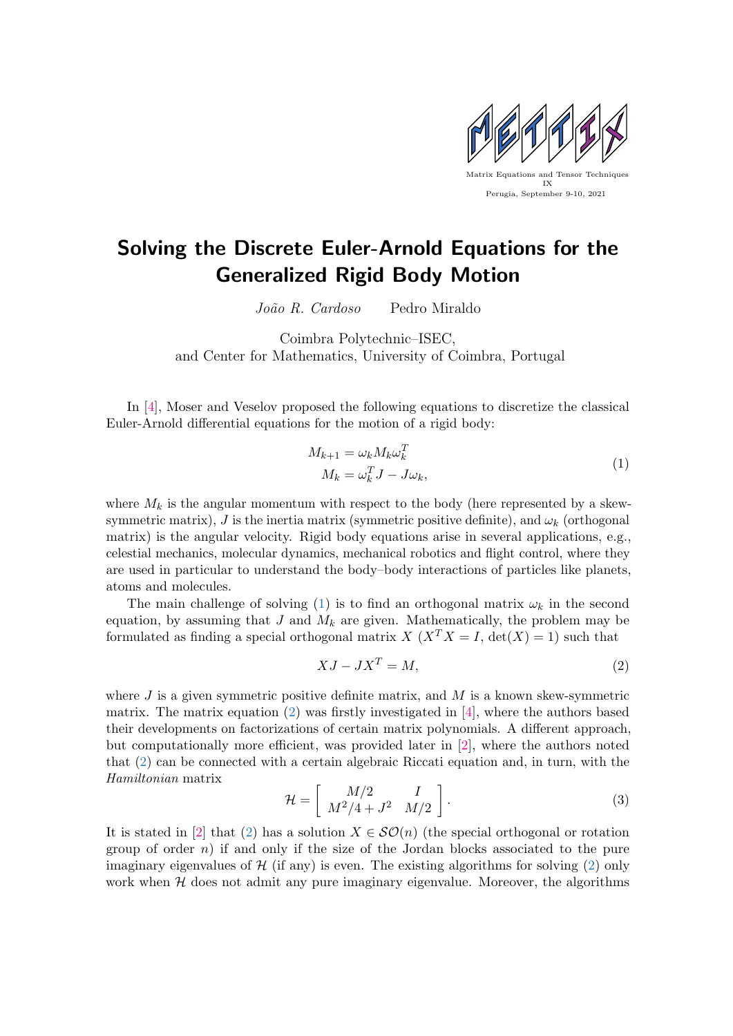Matrix Equations and Tensor Techniques IX
Perugia, September 9-10, 2021

# Solving the Discrete Euler-Arnold Equations for the Generalized Rigid Body Motion

*João R. Cardoso* Pedro Miraldo

Coimbra Polytechnic–ISEC,
and Center for Mathematics, University of Coimbra, Portugal

In [4], Moser and Veselov proposed the following equations to discretize the classical Euler-Arnold differential equations for the motion of a rigid body:

$$\begin{aligned} M_{k+1} &= \omega_k M_k \omega_k^T \\ M_k &= \omega_k^T J - J\omega_k, \end{aligned} \tag{1}$$

where $M_k$ is the angular momentum with respect to the body (here represented by a skew-symmetric matrix), $J$ is the inertia matrix (symmetric positive definite), and $\omega_k$ (orthogonal matrix) is the angular velocity. Rigid body equations arise in several applications, e.g., celestial mechanics, molecular dynamics, mechanical robotics and flight control, where they are used in particular to understand the body–body interactions of particles like planets, atoms and molecules.

The main challenge of solving (1) is to find an orthogonal matrix $\omega_k$ in the second equation, by assuming that $J$ and $M_k$ are given. Mathematically, the problem may be formulated as finding a special orthogonal matrix $X$ ($X^TX = I$, $\det(X) = 1$) such that

$$XJ - JX^T = M, \tag{2}$$

where $J$ is a given symmetric positive definite matrix, and $M$ is a known skew-symmetric matrix. The matrix equation (2) was firstly investigated in [4], where the authors based their developments on factorizations of certain matrix polynomials. A different approach, but computationally more efficient, was provided later in [2], where the authors noted that (2) can be connected with a certain algebraic Riccati equation and, in turn, with the *Hamiltonian* matrix

$$\mathcal{H} = \begin{bmatrix} M/2 & I \\ M^2/4 + J^2 & M/2 \end{bmatrix}. \tag{3}$$

It is stated in [2] that (2) has a solution $X \in \mathcal{SO}(n)$ (the special orthogonal or rotation group of order $n$) if and only if the size of the Jordan blocks associated to the pure imaginary eigenvalues of $\mathcal{H}$ (if any) is even. The existing algorithms for solving (2) only work when $\mathcal{H}$ does not admit any pure imaginary eigenvalue. Moreover, the algorithms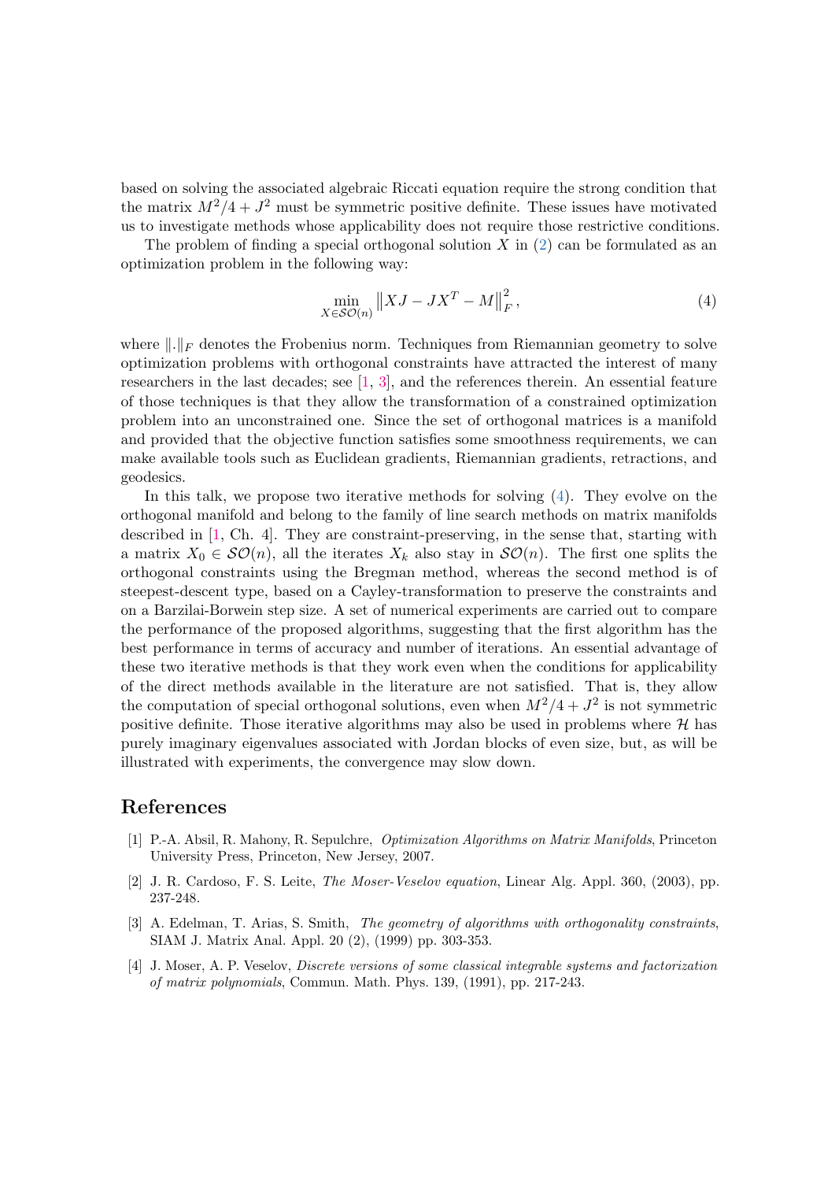based on solving the associated algebraic Riccati equation require the strong condition that the matrix $M^2/4 + J^2$ must be symmetric positive definite. These issues have motivated us to investigate methods whose applicability does not require those restrictive conditions.

The problem of finding a special orthogonal solution $X$ in (2) can be formulated as an optimization problem in the following way:

$$\min_{X \in \mathcal{SO}(n)} \left\| XJ - JX^T - M \right\|_F^2, \tag{4}$$

where $\|.\|_F$ denotes the Frobenius norm. Techniques from Riemannian geometry to solve optimization problems with orthogonal constraints have attracted the interest of many researchers in the last decades; see [1, 3], and the references therein. An essential feature of those techniques is that they allow the transformation of a constrained optimization problem into an unconstrained one. Since the set of orthogonal matrices is a manifold and provided that the objective function satisfies some smoothness requirements, we can make available tools such as Euclidean gradients, Riemannian gradients, retractions, and geodesics.

In this talk, we propose two iterative methods for solving (4). They evolve on the orthogonal manifold and belong to the family of line search methods on matrix manifolds described in [1, Ch. 4]. They are constraint-preserving, in the sense that, starting with a matrix $X_0 \in \mathcal{SO}(n)$, all the iterates $X_k$ also stay in $\mathcal{SO}(n)$. The first one splits the orthogonal constraints using the Bregman method, whereas the second method is of steepest-descent type, based on a Cayley-transformation to preserve the constraints and on a Barzilai-Borwein step size. A set of numerical experiments are carried out to compare the performance of the proposed algorithms, suggesting that the first algorithm has the best performance in terms of accuracy and number of iterations. An essential advantage of these two iterative methods is that they work even when the conditions for applicability of the direct methods available in the literature are not satisfied. That is, they allow the computation of special orthogonal solutions, even when $M^2/4 + J^2$ is not symmetric positive definite. Those iterative algorithms may also be used in problems where $\mathcal{H}$ has purely imaginary eigenvalues associated with Jordan blocks of even size, but, as will be illustrated with experiments, the convergence may slow down.

## References

[1] P.-A. Absil, R. Mahony, R. Sepulchre, *Optimization Algorithms on Matrix Manifolds*, Princeton University Press, Princeton, New Jersey, 2007.

[2] J. R. Cardoso, F. S. Leite, *The Moser-Veselov equation*, Linear Alg. Appl. 360, (2003), pp. 237-248.

[3] A. Edelman, T. Arias, S. Smith, *The geometry of algorithms with orthogonality constraints*, SIAM J. Matrix Anal. Appl. 20 (2), (1999) pp. 303-353.

[4] J. Moser, A. P. Veselov, *Discrete versions of some classical integrable systems and factorization of matrix polynomials*, Commun. Math. Phys. 139, (1991), pp. 217-243.